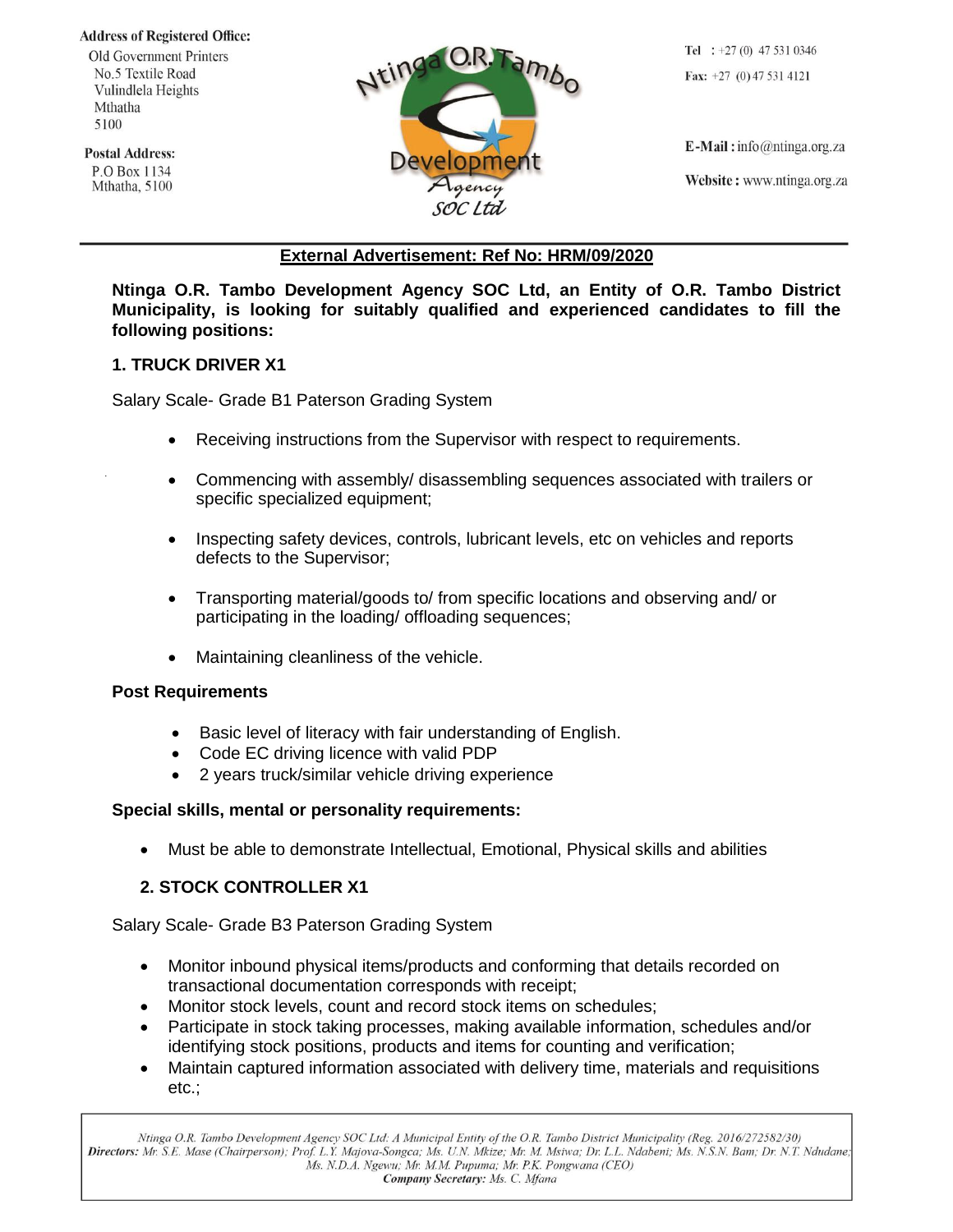**Address of Registered Office:**
Old Government Printers
No.5 Textile Road
Vulindlela Heights
Mthatha
5100

**Postal Address:**
P.O Box 1134
Mthatha, 5100

Ntinga O.R. Tambo Development Agency SOC Ltd

**Tel** : +27 (0) 47 531 0346
**Fax:** +27 (0) 47 531 4121

**E-Mail :** info@ntinga.org.za
**Website :** www.ntinga.org.za

---

## External Advertisement: Ref No: HRM/09/2020

**Ntinga O.R. Tambo Development Agency SOC Ltd, an Entity of O.R. Tambo District Municipality, is looking for suitably qualified and experienced candidates to fill the following positions:**

### 1. TRUCK DRIVER X1

Salary Scale- Grade B1 Paterson Grading System

- Receiving instructions from the Supervisor with respect to requirements.
- Commencing with assembly/ disassembling sequences associated with trailers or specific specialized equipment;
- Inspecting safety devices, controls, lubricant levels, etc on vehicles and reports defects to the Supervisor;
- Transporting material/goods to/ from specific locations and observing and/ or participating in the loading/ offloading sequences;
- Maintaining cleanliness of the vehicle.

**Post Requirements**

- Basic level of literacy with fair understanding of English.
- Code EC driving licence with valid PDP
- 2 years truck/similar vehicle driving experience

**Special skills, mental or personality requirements:**

- Must be able to demonstrate Intellectual, Emotional, Physical skills and abilities

### 2. STOCK CONTROLLER X1

Salary Scale- Grade B3 Paterson Grading System

- Monitor inbound physical items/products and conforming that details recorded on transactional documentation corresponds with receipt;
- Monitor stock levels, count and record stock items on schedules;
- Participate in stock taking processes, making available information, schedules and/or identifying stock positions, products and items for counting and verification;
- Maintain captured information associated with delivery time, materials and requisitions etc.;

*Ntinga O.R. Tambo Development Agency SOC Ltd: A Municipal Entity of the O.R. Tambo District Municipality (Reg. 2016/272582/30)*
***Directors:*** *Mr. S.E. Mase (Chairperson); Prof. L.Y. Majova-Songca; Ms. U.N. Mkize; Mr. M. Msiwa; Dr. L.L. Ndabeni; Ms. N.S.N. Bam; Dr. N.T. Ndudane; Ms. N.D.A. Ngewu; Mr. M.M. Pupuma; Mr. P.K. Pongwana (CEO)*
***Company Secretary:*** *Ms. C. Mfana*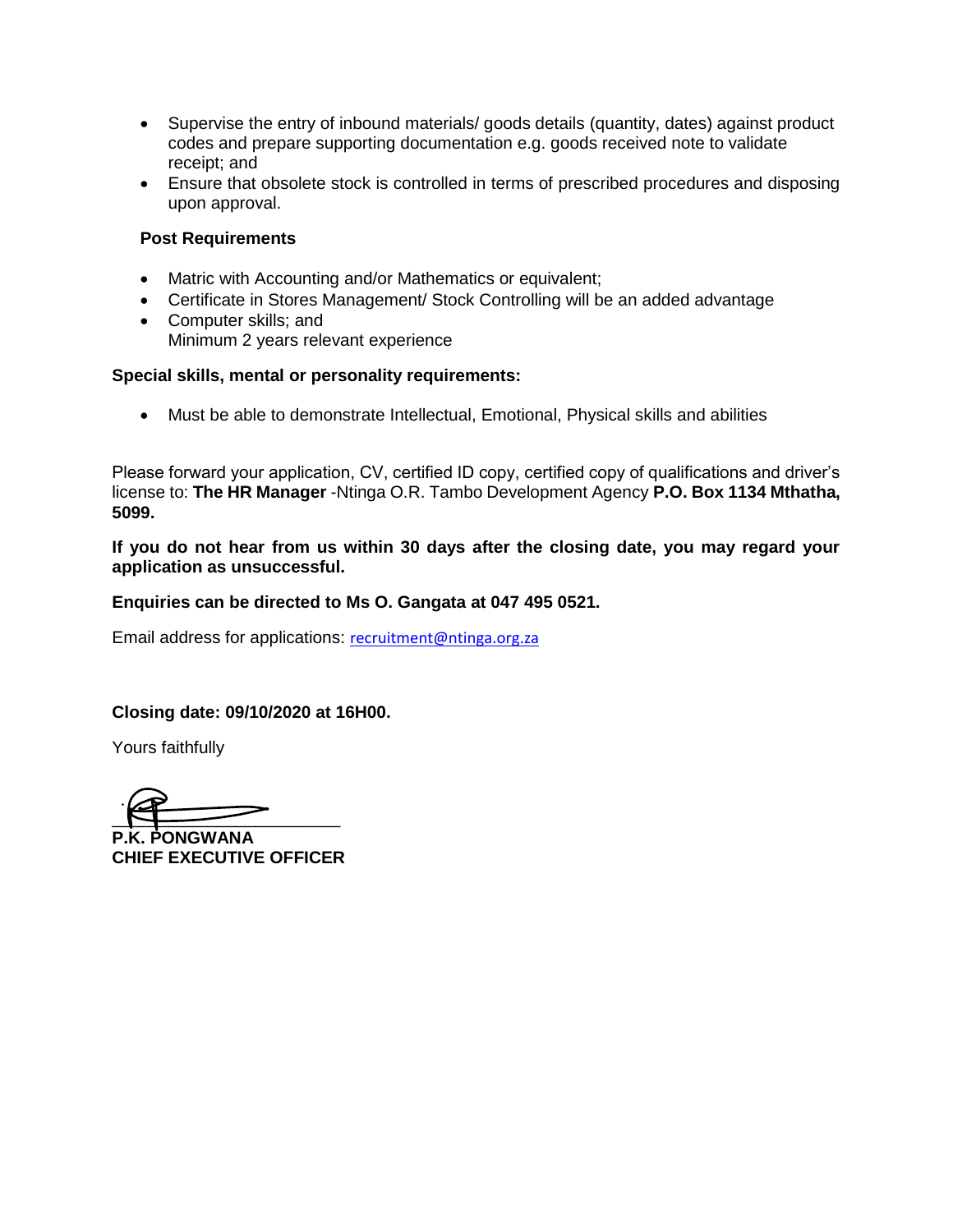- Supervise the entry of inbound materials/ goods details (quantity, dates) against product codes and prepare supporting documentation e.g. goods received note to validate receipt; and
- Ensure that obsolete stock is controlled in terms of prescribed procedures and disposing upon approval.

**Post Requirements**

- Matric with Accounting and/or Mathematics or equivalent;
- Certificate in Stores Management/ Stock Controlling will be an added advantage
- Computer skills; and
  Minimum 2 years relevant experience

**Special skills, mental or personality requirements:**

- Must be able to demonstrate Intellectual, Emotional, Physical skills and abilities

Please forward your application, CV, certified ID copy, certified copy of qualifications and driver's license to: **The HR Manager** -Ntinga O.R. Tambo Development Agency **P.O. Box 1134 Mthatha, 5099.**

**If you do not hear from us within 30 days after the closing date, you may regard your application as unsuccessful.**

**Enquiries can be directed to Ms O. Gangata at 047 495 0521.**

Email address for applications: recruitment@ntinga.org.za

**Closing date: 09/10/2020 at 16H00.**

Yours faithfully

**P.K. PONGWANA**
**CHIEF EXECUTIVE OFFICER**